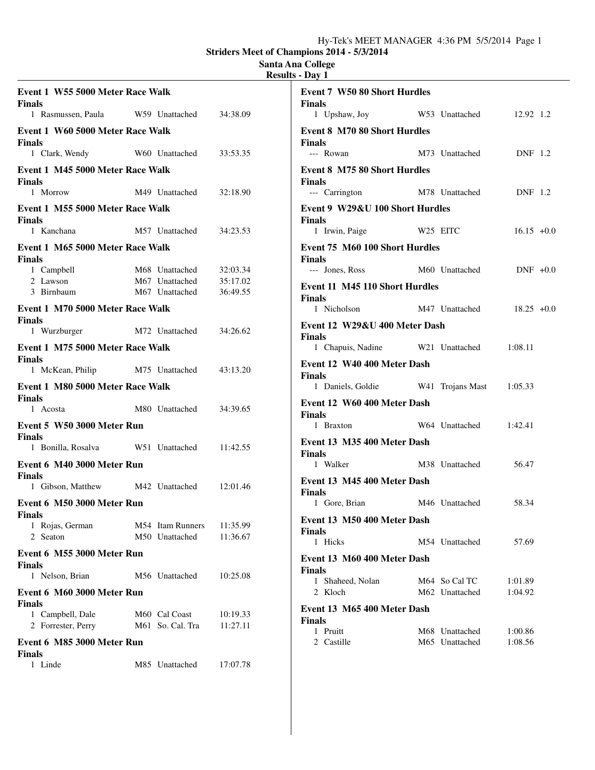**Striders Meet of Champions 2014 - 5/3/2014**

**Santa Ana College**

**Results - Day 1**

**Event 1 W55 5000 Meter Race Walk**

**Finals**

| | Name | Age | Team | Time |
|---|---|---|---|---|
| 1 | Rasmussen, Paula | W59 | Unattached | 34:38.09 |

**Event 1 W60 5000 Meter Race Walk**

**Finals**

| | Name | Age | Team | Time |
|---|---|---|---|---|
| 1 | Clark, Wendy | W60 | Unattached | 33:53.35 |

**Event 1 M45 5000 Meter Race Walk**

**Finals**

| | Name | Age | Team | Time |
|---|---|---|---|---|
| 1 | Morrow | M49 | Unattached | 32:18.90 |

**Event 1 M55 5000 Meter Race Walk**

**Finals**

| | Name | Age | Team | Time |
|---|---|---|---|---|
| 1 | Kanchana | M57 | Unattached | 34:23.53 |

**Event 1 M65 5000 Meter Race Walk**

**Finals**

| | Name | Age | Team | Time |
|---|---|---|---|---|
| 1 | Campbell | M68 | Unattached | 32:03.34 |
| 2 | Lawson | M67 | Unattached | 35:17.02 |
| 3 | Birnbaum | M67 | Unattached | 36:49.55 |

**Event 1 M70 5000 Meter Race Walk**

**Finals**

| | Name | Age | Team | Time |
|---|---|---|---|---|
| 1 | Wurzburger | M72 | Unattached | 34:26.62 |

**Event 1 M75 5000 Meter Race Walk**

**Finals**

| | Name | Age | Team | Time |
|---|---|---|---|---|
| 1 | McKean, Philip | M75 | Unattached | 43:13.20 |

**Event 1 M80 5000 Meter Race Walk**

**Finals**

| | Name | Age | Team | Time |
|---|---|---|---|---|
| 1 | Acosta | M80 | Unattached | 34:39.65 |

**Event 5 W50 3000 Meter Run**

**Finals**

| | Name | Age | Team | Time |
|---|---|---|---|---|
| 1 | Bonilla, Rosalva | W51 | Unattached | 11:42.55 |

**Event 6 M40 3000 Meter Run**

**Finals**

| | Name | Age | Team | Time |
|---|---|---|---|---|
| 1 | Gibson, Matthew | M42 | Unattached | 12:01.46 |

**Event 6 M50 3000 Meter Run**

**Finals**

| | Name | Age | Team | Time |
|---|---|---|---|---|
| 1 | Rojas, German | M54 | Itam Runners | 11:35.99 |
| 2 | Seaton | M50 | Unattached | 11:36.67 |

**Event 6 M55 3000 Meter Run**

**Finals**

| | Name | Age | Team | Time |
|---|---|---|---|---|
| 1 | Nelson, Brian | M56 | Unattached | 10:25.08 |

**Event 6 M60 3000 Meter Run**

**Finals**

| | Name | Age | Team | Time |
|---|---|---|---|---|
| 1 | Campbell, Dale | M60 | Cal Coast | 10:19.33 |
| 2 | Forrester, Perry | M61 | So. Cal. Tra | 11:27.11 |

**Event 6 M85 3000 Meter Run**

**Finals**

| | Name | Age | Team | Time |
|---|---|---|---|---|
| 1 | Linde | M85 | Unattached | 17:07.78 |

**Event 7 W50 80 Short Hurdles**

**Finals**

| | Name | Age | Team | Time | Wind |
|---|---|---|---|---|---|
| 1 | Upshaw, Joy | W53 | Unattached | 12.92 | 1.2 |

**Event 8 M70 80 Short Hurdles**

**Finals**

| | Name | Age | Team | Time | Wind |
|---|---|---|---|---|---|
| --- | Rowan | M73 | Unattached | DNF | 1.2 |

**Event 8 M75 80 Short Hurdles**

**Finals**

| | Name | Age | Team | Time | Wind |
|---|---|---|---|---|---|
| --- | Carrington | M78 | Unattached | DNF | 1.2 |

**Event 9 W29&U 100 Short Hurdles**

**Finals**

| | Name | Age | Team | Time | Wind |
|---|---|---|---|---|---|
| 1 | Irwin, Paige | W25 | EITC | 16.15 | +0.0 |

**Event 75 M60 100 Short Hurdles**

**Finals**

| | Name | Age | Team | Time | Wind |
|---|---|---|---|---|---|
| --- | Jones, Ross | M60 | Unattached | DNF | +0.0 |

**Event 11 M45 110 Short Hurdles**

**Finals**

| | Name | Age | Team | Time | Wind |
|---|---|---|---|---|---|
| 1 | Nicholson | M47 | Unattached | 18.25 | +0.0 |

**Event 12 W29&U 400 Meter Dash**

**Finals**

| | Name | Age | Team | Time |
|---|---|---|---|---|
| 1 | Chapuis, Nadine | W21 | Unattached | 1:08.11 |

**Event 12 W40 400 Meter Dash**

**Finals**

| | Name | Age | Team | Time |
|---|---|---|---|---|
| 1 | Daniels, Goldie | W41 | Trojans Mast | 1:05.33 |

**Event 12 W60 400 Meter Dash**

**Finals**

| | Name | Age | Team | Time |
|---|---|---|---|---|
| 1 | Braxton | W64 | Unattached | 1:42.41 |

**Event 13 M35 400 Meter Dash**

**Finals**

| | Name | Age | Team | Time |
|---|---|---|---|---|
| 1 | Walker | M38 | Unattached | 56.47 |

**Event 13 M45 400 Meter Dash**

**Finals**

| | Name | Age | Team | Time |
|---|---|---|---|---|
| 1 | Gore, Brian | M46 | Unattached | 58.34 |

**Event 13 M50 400 Meter Dash**

**Finals**

| | Name | Age | Team | Time |
|---|---|---|---|---|
| 1 | Hicks | M54 | Unattached | 57.69 |

**Event 13 M60 400 Meter Dash**

**Finals**

| | Name | Age | Team | Time |
|---|---|---|---|---|
| 1 | Shaheed, Nolan | M64 | So Cal TC | 1:01.89 |
| 2 | Kloch | M62 | Unattached | 1:04.92 |

**Event 13 M65 400 Meter Dash**

**Finals**

| | Name | Age | Team | Time |
|---|---|---|---|---|
| 1 | Pruitt | M68 | Unattached | 1:00.86 |
| 2 | Castille | M65 | Unattached | 1:08.56 |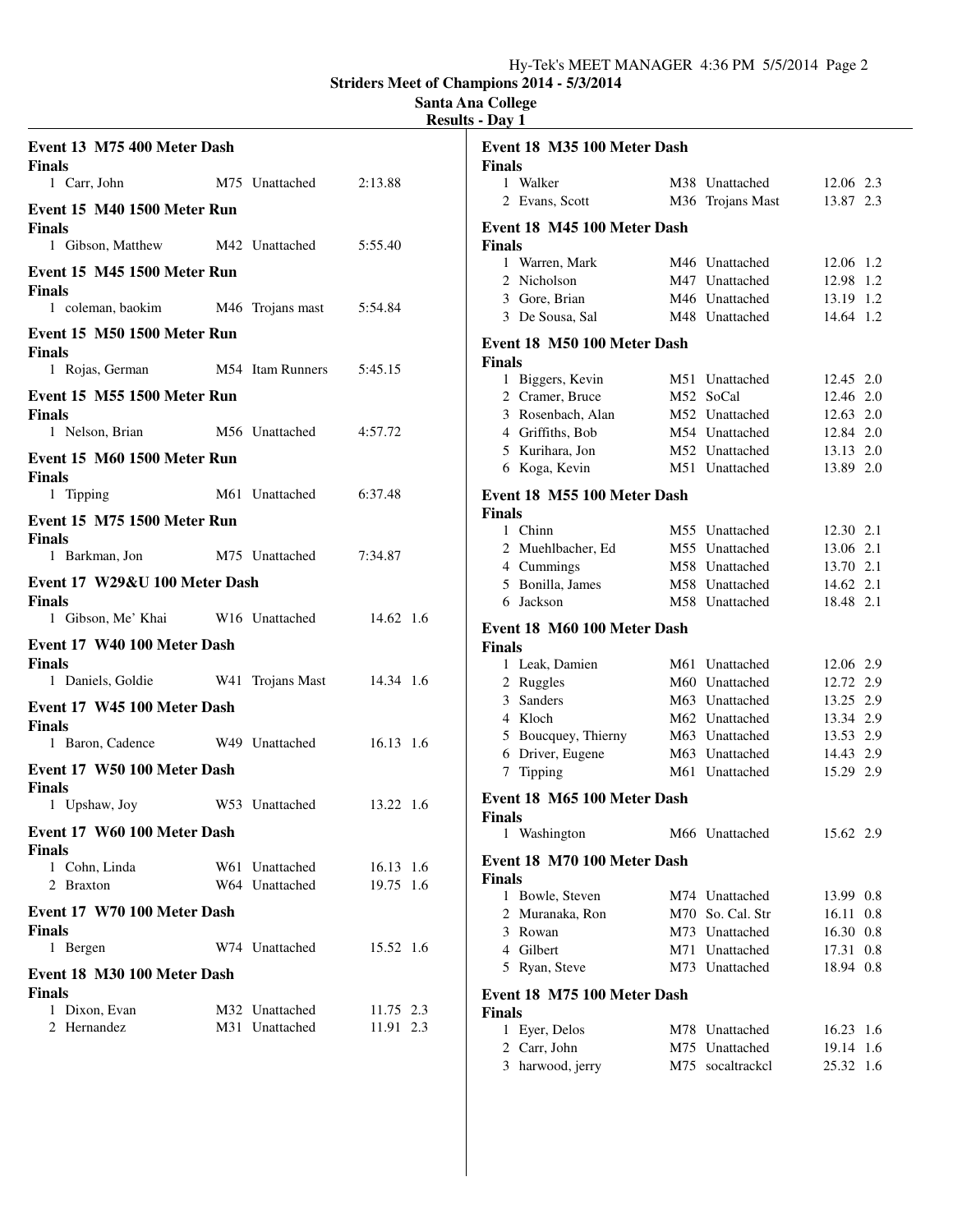## Striders Meet of Champions 2014 - 5/3/2014

### Santa Ana College

### Results - Day 1

**Event 13 M75 400 Meter Dash**

**Finals**

| Place | Name | Age | Team | Time |
|---|---|---|---|---|
| 1 | Carr, John | M75 | Unattached | 2:13.88 |

**Event 15 M40 1500 Meter Run**

**Finals**

| Place | Name | Age | Team | Time |
|---|---|---|---|---|
| 1 | Gibson, Matthew | M42 | Unattached | 5:55.40 |

**Event 15 M45 1500 Meter Run**

**Finals**

| Place | Name | Age | Team | Time |
|---|---|---|---|---|
| 1 | coleman, baokim | M46 | Trojans mast | 5:54.84 |

**Event 15 M50 1500 Meter Run**

**Finals**

| Place | Name | Age | Team | Time |
|---|---|---|---|---|
| 1 | Rojas, German | M54 | Itam Runners | 5:45.15 |

**Event 15 M55 1500 Meter Run**

**Finals**

| Place | Name | Age | Team | Time |
|---|---|---|---|---|
| 1 | Nelson, Brian | M56 | Unattached | 4:57.72 |

**Event 15 M60 1500 Meter Run**

**Finals**

| Place | Name | Age | Team | Time |
|---|---|---|---|---|
| 1 | Tipping | M61 | Unattached | 6:37.48 |

**Event 15 M75 1500 Meter Run**

**Finals**

| Place | Name | Age | Team | Time |
|---|---|---|---|---|
| 1 | Barkman, Jon | M75 | Unattached | 7:34.87 |

**Event 17 W29&U 100 Meter Dash**

**Finals**

| Place | Name | Age | Team | Time | Wind |
|---|---|---|---|---|---|
| 1 | Gibson, Me' Khai | W16 | Unattached | 14.62 | 1.6 |

**Event 17 W40 100 Meter Dash**

**Finals**

| Place | Name | Age | Team | Time | Wind |
|---|---|---|---|---|---|
| 1 | Daniels, Goldie | W41 | Trojans Mast | 14.34 | 1.6 |

**Event 17 W45 100 Meter Dash**

**Finals**

| Place | Name | Age | Team | Time | Wind |
|---|---|---|---|---|---|
| 1 | Baron, Cadence | W49 | Unattached | 16.13 | 1.6 |

**Event 17 W50 100 Meter Dash**

**Finals**

| Place | Name | Age | Team | Time | Wind |
|---|---|---|---|---|---|
| 1 | Upshaw, Joy | W53 | Unattached | 13.22 | 1.6 |

**Event 17 W60 100 Meter Dash**

**Finals**

| Place | Name | Age | Team | Time | Wind |
|---|---|---|---|---|---|
| 1 | Cohn, Linda | W61 | Unattached | 16.13 | 1.6 |
| 2 | Braxton | W64 | Unattached | 19.75 | 1.6 |

**Event 17 W70 100 Meter Dash**

**Finals**

| Place | Name | Age | Team | Time | Wind |
|---|---|---|---|---|---|
| 1 | Bergen | W74 | Unattached | 15.52 | 1.6 |

**Event 18 M30 100 Meter Dash**

**Finals**

| Place | Name | Age | Team | Time | Wind |
|---|---|---|---|---|---|
| 1 | Dixon, Evan | M32 | Unattached | 11.75 | 2.3 |
| 2 | Hernandez | M31 | Unattached | 11.91 | 2.3 |

**Event 18 M35 100 Meter Dash**

**Finals**

| Place | Name | Age | Team | Time | Wind |
|---|---|---|---|---|---|
| 1 | Walker | M38 | Unattached | 12.06 | 2.3 |
| 2 | Evans, Scott | M36 | Trojans Mast | 13.87 | 2.3 |

**Event 18 M45 100 Meter Dash**

**Finals**

| Place | Name | Age | Team | Time | Wind |
|---|---|---|---|---|---|
| 1 | Warren, Mark | M46 | Unattached | 12.06 | 1.2 |
| 2 | Nicholson | M47 | Unattached | 12.98 | 1.2 |
| 3 | Gore, Brian | M46 | Unattached | 13.19 | 1.2 |
| 3 | De Sousa, Sal | M48 | Unattached | 14.64 | 1.2 |

**Event 18 M50 100 Meter Dash**

**Finals**

| Place | Name | Age | Team | Time | Wind |
|---|---|---|---|---|---|
| 1 | Biggers, Kevin | M51 | Unattached | 12.45 | 2.0 |
| 2 | Cramer, Bruce | M52 | SoCal | 12.46 | 2.0 |
| 3 | Rosenbach, Alan | M52 | Unattached | 12.63 | 2.0 |
| 4 | Griffiths, Bob | M54 | Unattached | 12.84 | 2.0 |
| 5 | Kurihara, Jon | M52 | Unattached | 13.13 | 2.0 |
| 6 | Koga, Kevin | M51 | Unattached | 13.89 | 2.0 |

**Event 18 M55 100 Meter Dash**

**Finals**

| Place | Name | Age | Team | Time | Wind |
|---|---|---|---|---|---|
| 1 | Chinn | M55 | Unattached | 12.30 | 2.1 |
| 2 | Muehlbacher, Ed | M55 | Unattached | 13.06 | 2.1 |
| 4 | Cummings | M58 | Unattached | 13.70 | 2.1 |
| 5 | Bonilla, James | M58 | Unattached | 14.62 | 2.1 |
| 6 | Jackson | M58 | Unattached | 18.48 | 2.1 |

**Event 18 M60 100 Meter Dash**

**Finals**

| Place | Name | Age | Team | Time | Wind |
|---|---|---|---|---|---|
| 1 | Leak, Damien | M61 | Unattached | 12.06 | 2.9 |
| 2 | Ruggles | M60 | Unattached | 12.72 | 2.9 |
| 3 | Sanders | M63 | Unattached | 13.25 | 2.9 |
| 4 | Kloch | M62 | Unattached | 13.34 | 2.9 |
| 5 | Boucquey, Thierny | M63 | Unattached | 13.53 | 2.9 |
| 6 | Driver, Eugene | M63 | Unattached | 14.43 | 2.9 |
| 7 | Tipping | M61 | Unattached | 15.29 | 2.9 |

**Event 18 M65 100 Meter Dash**

**Finals**

| Place | Name | Age | Team | Time | Wind |
|---|---|---|---|---|---|
| 1 | Washington | M66 | Unattached | 15.62 | 2.9 |

**Event 18 M70 100 Meter Dash**

**Finals**

| Place | Name | Age | Team | Time | Wind |
|---|---|---|---|---|---|
| 1 | Bowle, Steven | M74 | Unattached | 13.99 | 0.8 |
| 2 | Muranaka, Ron | M70 | So. Cal. Str | 16.11 | 0.8 |
| 3 | Rowan | M73 | Unattached | 16.30 | 0.8 |
| 4 | Gilbert | M71 | Unattached | 17.31 | 0.8 |
| 5 | Ryan, Steve | M73 | Unattached | 18.94 | 0.8 |

**Event 18 M75 100 Meter Dash**

**Finals**

| Place | Name | Age | Team | Time | Wind |
|---|---|---|---|---|---|
| 1 | Eyer, Delos | M78 | Unattached | 16.23 | 1.6 |
| 2 | Carr, John | M75 | Unattached | 19.14 | 1.6 |
| 3 | harwood, jerry | M75 | socaltrackcl | 25.32 | 1.6 |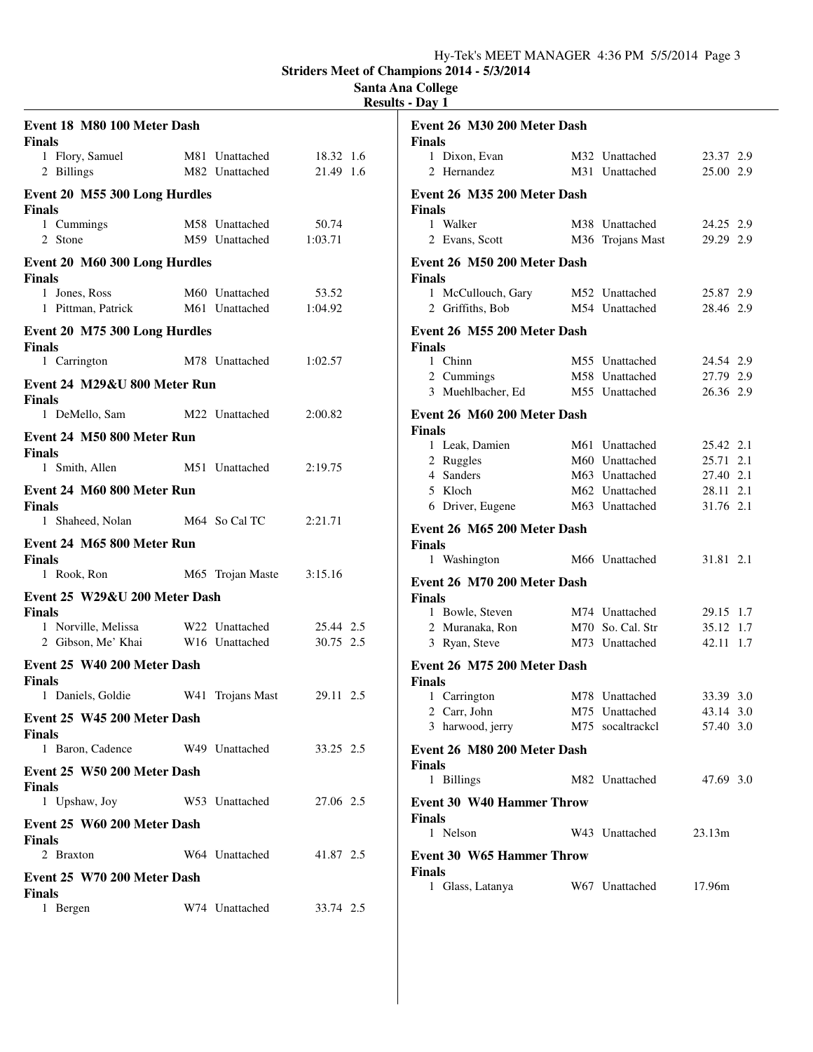Striders Meet of Champions 2014 - 5/3/2014

Santa Ana College

Results - Day 1

### Event 18 M80 100 Meter Dash

**Finals**

| Place | Name | Age | Team | Time | Wind |
|---|---|---|---|---|---|
| 1 | Flory, Samuel | M81 | Unattached | 18.32 | 1.6 |
| 2 | Billings | M82 | Unattached | 21.49 | 1.6 |

### Event 20 M55 300 Long Hurdles

**Finals**

| Place | Name | Age | Team | Time |
|---|---|---|---|---|
| 1 | Cummings | M58 | Unattached | 50.74 |
| 2 | Stone | M59 | Unattached | 1:03.71 |

### Event 20 M60 300 Long Hurdles

**Finals**

| Place | Name | Age | Team | Time |
|---|---|---|---|---|
| 1 | Jones, Ross | M60 | Unattached | 53.52 |
| 1 | Pittman, Patrick | M61 | Unattached | 1:04.92 |

### Event 20 M75 300 Long Hurdles

**Finals**

| Place | Name | Age | Team | Time |
|---|---|---|---|---|
| 1 | Carrington | M78 | Unattached | 1:02.57 |

### Event 24 M29&U 800 Meter Run

**Finals**

| Place | Name | Age | Team | Time |
|---|---|---|---|---|
| 1 | DeMello, Sam | M22 | Unattached | 2:00.82 |

### Event 24 M50 800 Meter Run

**Finals**

| Place | Name | Age | Team | Time |
|---|---|---|---|---|
| 1 | Smith, Allen | M51 | Unattached | 2:19.75 |

### Event 24 M60 800 Meter Run

**Finals**

| Place | Name | Age | Team | Time |
|---|---|---|---|---|
| 1 | Shaheed, Nolan | M64 | So Cal TC | 2:21.71 |

### Event 24 M65 800 Meter Run

**Finals**

| Place | Name | Age | Team | Time |
|---|---|---|---|---|
| 1 | Rook, Ron | M65 | Trojan Maste | 3:15.16 |

### Event 25 W29&U 200 Meter Dash

**Finals**

| Place | Name | Age | Team | Time | Wind |
|---|---|---|---|---|---|
| 1 | Norville, Melissa | W22 | Unattached | 25.44 | 2.5 |
| 2 | Gibson, Me' Khai | W16 | Unattached | 30.75 | 2.5 |

### Event 25 W40 200 Meter Dash

**Finals**

| Place | Name | Age | Team | Time | Wind |
|---|---|---|---|---|---|
| 1 | Daniels, Goldie | W41 | Trojans Mast | 29.11 | 2.5 |

### Event 25 W45 200 Meter Dash

**Finals**

| Place | Name | Age | Team | Time | Wind |
|---|---|---|---|---|---|
| 1 | Baron, Cadence | W49 | Unattached | 33.25 | 2.5 |

### Event 25 W50 200 Meter Dash

**Finals**

| Place | Name | Age | Team | Time | Wind |
|---|---|---|---|---|---|
| 1 | Upshaw, Joy | W53 | Unattached | 27.06 | 2.5 |

### Event 25 W60 200 Meter Dash

**Finals**

| Place | Name | Age | Team | Time | Wind |
|---|---|---|---|---|---|
| 2 | Braxton | W64 | Unattached | 41.87 | 2.5 |

### Event 25 W70 200 Meter Dash

**Finals**

| Place | Name | Age | Team | Time | Wind |
|---|---|---|---|---|---|
| 1 | Bergen | W74 | Unattached | 33.74 | 2.5 |

### Event 26 M30 200 Meter Dash

**Finals**

| Place | Name | Age | Team | Time | Wind |
|---|---|---|---|---|---|
| 1 | Dixon, Evan | M32 | Unattached | 23.37 | 2.9 |
| 2 | Hernandez | M31 | Unattached | 25.00 | 2.9 |

### Event 26 M35 200 Meter Dash

**Finals**

| Place | Name | Age | Team | Time | Wind |
|---|---|---|---|---|---|
| 1 | Walker | M38 | Unattached | 24.25 | 2.9 |
| 2 | Evans, Scott | M36 | Trojans Mast | 29.29 | 2.9 |

### Event 26 M50 200 Meter Dash

**Finals**

| Place | Name | Age | Team | Time | Wind |
|---|---|---|---|---|---|
| 1 | McCullouch, Gary | M52 | Unattached | 25.87 | 2.9 |
| 2 | Griffiths, Bob | M54 | Unattached | 28.46 | 2.9 |

### Event 26 M55 200 Meter Dash

**Finals**

| Place | Name | Age | Team | Time | Wind |
|---|---|---|---|---|---|
| 1 | Chinn | M55 | Unattached | 24.54 | 2.9 |
| 2 | Cummings | M58 | Unattached | 27.79 | 2.9 |
| 3 | Muehlbacher, Ed | M55 | Unattached | 26.36 | 2.9 |

### Event 26 M60 200 Meter Dash

**Finals**

| Place | Name | Age | Team | Time | Wind |
|---|---|---|---|---|---|
| 1 | Leak, Damien | M61 | Unattached | 25.42 | 2.1 |
| 2 | Ruggles | M60 | Unattached | 25.71 | 2.1 |
| 4 | Sanders | M63 | Unattached | 27.40 | 2.1 |
| 5 | Kloch | M62 | Unattached | 28.11 | 2.1 |
| 6 | Driver, Eugene | M63 | Unattached | 31.76 | 2.1 |

### Event 26 M65 200 Meter Dash

**Finals**

| Place | Name | Age | Team | Time | Wind |
|---|---|---|---|---|---|
| 1 | Washington | M66 | Unattached | 31.81 | 2.1 |

### Event 26 M70 200 Meter Dash

**Finals**

| Place | Name | Age | Team | Time | Wind |
|---|---|---|---|---|---|
| 1 | Bowle, Steven | M74 | Unattached | 29.15 | 1.7 |
| 2 | Muranaka, Ron | M70 | So. Cal. Str | 35.12 | 1.7 |
| 3 | Ryan, Steve | M73 | Unattached | 42.11 | 1.7 |

### Event 26 M75 200 Meter Dash

**Finals**

| Place | Name | Age | Team | Time | Wind |
|---|---|---|---|---|---|
| 1 | Carrington | M78 | Unattached | 33.39 | 3.0 |
| 2 | Carr, John | M75 | Unattached | 43.14 | 3.0 |
| 3 | harwood, jerry | M75 | socaltrackcl | 57.40 | 3.0 |

### Event 26 M80 200 Meter Dash

**Finals**

| Place | Name | Age | Team | Time | Wind |
|---|---|---|---|---|---|
| 1 | Billings | M82 | Unattached | 47.69 | 3.0 |

### Event 30 W40 Hammer Throw

**Finals**

| Place | Name | Age | Team | Mark |
|---|---|---|---|---|
| 1 | Nelson | W43 | Unattached | 23.13m |

### Event 30 W65 Hammer Throw

**Finals**

| Place | Name | Age | Team | Mark |
|---|---|---|---|---|
| 1 | Glass, Latanya | W67 | Unattached | 17.96m |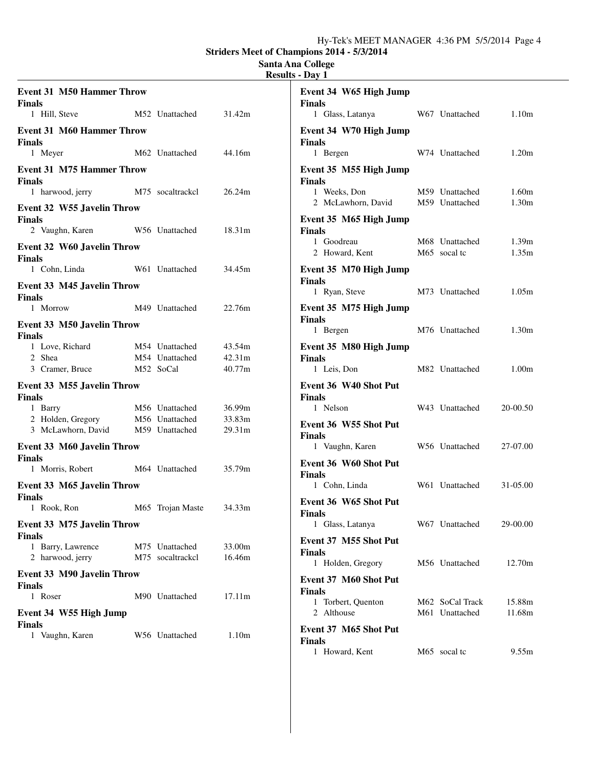Striders Meet of Champions 2014 - 5/3/2014

Santa Ana College

Results - Day 1

### Event 31 M50 Hammer Throw
Finals

| Place | Name | Age | Team | Mark |
|---|---|---|---|---|
| 1 | Hill, Steve | M52 | Unattached | 31.42m |

### Event 31 M60 Hammer Throw
Finals

| Place | Name | Age | Team | Mark |
|---|---|---|---|---|
| 1 | Meyer | M62 | Unattached | 44.16m |

### Event 31 M75 Hammer Throw
Finals

| Place | Name | Age | Team | Mark |
|---|---|---|---|---|
| 1 | harwood, jerry | M75 | socaltrackcl | 26.24m |

### Event 32 W55 Javelin Throw
Finals

| Place | Name | Age | Team | Mark |
|---|---|---|---|---|
| 2 | Vaughn, Karen | W56 | Unattached | 18.31m |

### Event 32 W60 Javelin Throw
Finals

| Place | Name | Age | Team | Mark |
|---|---|---|---|---|
| 1 | Cohn, Linda | W61 | Unattached | 34.45m |

### Event 33 M45 Javelin Throw
Finals

| Place | Name | Age | Team | Mark |
|---|---|---|---|---|
| 1 | Morrow | M49 | Unattached | 22.76m |

### Event 33 M50 Javelin Throw
Finals

| Place | Name | Age | Team | Mark |
|---|---|---|---|---|
| 1 | Love, Richard | M54 | Unattached | 43.54m |
| 2 | Shea | M54 | Unattached | 42.31m |
| 3 | Cramer, Bruce | M52 | SoCal | 40.77m |

### Event 33 M55 Javelin Throw
Finals

| Place | Name | Age | Team | Mark |
|---|---|---|---|---|
| 1 | Barry | M56 | Unattached | 36.99m |
| 2 | Holden, Gregory | M56 | Unattached | 33.83m |
| 3 | McLawhorn, David | M59 | Unattached | 29.31m |

### Event 33 M60 Javelin Throw
Finals

| Place | Name | Age | Team | Mark |
|---|---|---|---|---|
| 1 | Morris, Robert | M64 | Unattached | 35.79m |

### Event 33 M65 Javelin Throw
Finals

| Place | Name | Age | Team | Mark |
|---|---|---|---|---|
| 1 | Rook, Ron | M65 | Trojan Maste | 34.33m |

### Event 33 M75 Javelin Throw
Finals

| Place | Name | Age | Team | Mark |
|---|---|---|---|---|
| 1 | Barry, Lawrence | M75 | Unattached | 33.00m |
| 2 | harwood, jerry | M75 | socaltrackcl | 16.46m |

### Event 33 M90 Javelin Throw
Finals

| Place | Name | Age | Team | Mark |
|---|---|---|---|---|
| 1 | Roser | M90 | Unattached | 17.11m |

### Event 34 W55 High Jump
Finals

| Place | Name | Age | Team | Mark |
|---|---|---|---|---|
| 1 | Vaughn, Karen | W56 | Unattached | 1.10m |

### Event 34 W65 High Jump
Finals

| Place | Name | Age | Team | Mark |
|---|---|---|---|---|
| 1 | Glass, Latanya | W67 | Unattached | 1.10m |

### Event 34 W70 High Jump
Finals

| Place | Name | Age | Team | Mark |
|---|---|---|---|---|
| 1 | Bergen | W74 | Unattached | 1.20m |

### Event 35 M55 High Jump
Finals

| Place | Name | Age | Team | Mark |
|---|---|---|---|---|
| 1 | Weeks, Don | M59 | Unattached | 1.60m |
| 2 | McLawhorn, David | M59 | Unattached | 1.30m |

### Event 35 M65 High Jump
Finals

| Place | Name | Age | Team | Mark |
|---|---|---|---|---|
| 1 | Goodreau | M68 | Unattached | 1.39m |
| 2 | Howard, Kent | M65 | socal tc | 1.35m |

### Event 35 M70 High Jump
Finals

| Place | Name | Age | Team | Mark |
|---|---|---|---|---|
| 1 | Ryan, Steve | M73 | Unattached | 1.05m |

### Event 35 M75 High Jump
Finals

| Place | Name | Age | Team | Mark |
|---|---|---|---|---|
| 1 | Bergen | M76 | Unattached | 1.30m |

### Event 35 M80 High Jump
Finals

| Place | Name | Age | Team | Mark |
|---|---|---|---|---|
| 1 | Leis, Don | M82 | Unattached | 1.00m |

### Event 36 W40 Shot Put
Finals

| Place | Name | Age | Team | Mark |
|---|---|---|---|---|
| 1 | Nelson | W43 | Unattached | 20-00.50 |

### Event 36 W55 Shot Put
Finals

| Place | Name | Age | Team | Mark |
|---|---|---|---|---|
| 1 | Vaughn, Karen | W56 | Unattached | 27-07.00 |

### Event 36 W60 Shot Put
Finals

| Place | Name | Age | Team | Mark |
|---|---|---|---|---|
| 1 | Cohn, Linda | W61 | Unattached | 31-05.00 |

### Event 36 W65 Shot Put
Finals

| Place | Name | Age | Team | Mark |
|---|---|---|---|---|
| 1 | Glass, Latanya | W67 | Unattached | 29-00.00 |

### Event 37 M55 Shot Put
Finals

| Place | Name | Age | Team | Mark |
|---|---|---|---|---|
| 1 | Holden, Gregory | M56 | Unattached | 12.70m |

### Event 37 M60 Shot Put
Finals

| Place | Name | Age | Team | Mark |
|---|---|---|---|---|
| 1 | Torbert, Quenton | M62 | SoCal Track | 15.88m |
| 2 | Althouse | M61 | Unattached | 11.68m |

### Event 37 M65 Shot Put
Finals

| Place | Name | Age | Team | Mark |
|---|---|---|---|---|
| 1 | Howard, Kent | M65 | socal tc | 9.55m |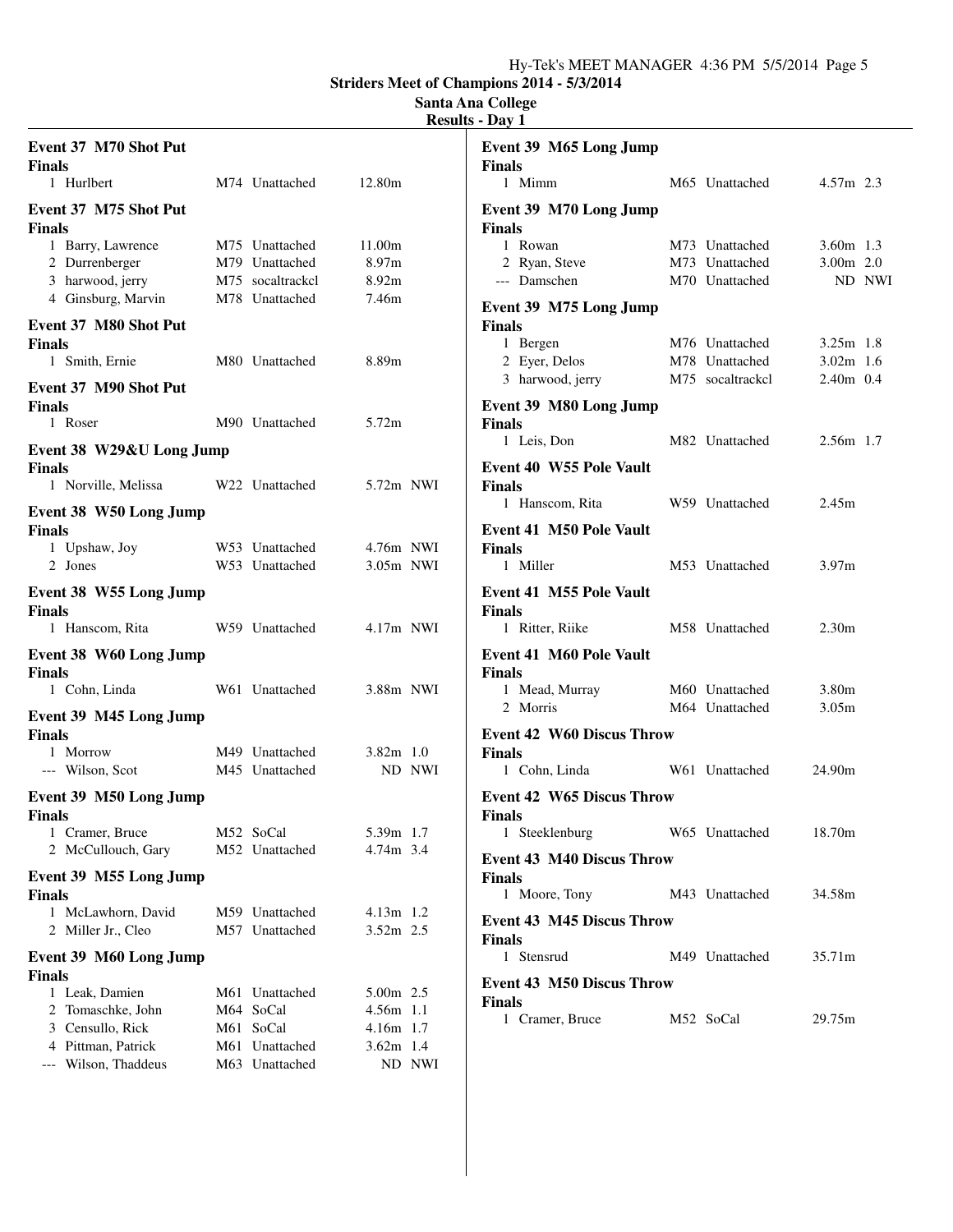## Striders Meet of Champions 2014 - 5/3/2014

### Santa Ana College

### Results - Day 1

**Event 37 M70 Shot Put**

**Finals**

| Place | Name | Age | Team | Mark |
|---|---|---|---|---|
| 1 | Hurlbert | M74 | Unattached | 12.80m |

**Event 37 M75 Shot Put**

**Finals**

| Place | Name | Age | Team | Mark |
|---|---|---|---|---|
| 1 | Barry, Lawrence | M75 | Unattached | 11.00m |
| 2 | Durrenberger | M79 | Unattached | 8.97m |
| 3 | harwood, jerry | M75 | socaltrackcl | 8.92m |
| 4 | Ginsburg, Marvin | M78 | Unattached | 7.46m |

**Event 37 M80 Shot Put**

**Finals**

| Place | Name | Age | Team | Mark |
|---|---|---|---|---|
| 1 | Smith, Ernie | M80 | Unattached | 8.89m |

**Event 37 M90 Shot Put**

**Finals**

| Place | Name | Age | Team | Mark |
|---|---|---|---|---|
| 1 | Roser | M90 | Unattached | 5.72m |

**Event 38 W29&U Long Jump**

**Finals**

| Place | Name | Age | Team | Mark | Wind |
|---|---|---|---|---|---|
| 1 | Norville, Melissa | W22 | Unattached | 5.72m | NWI |

**Event 38 W50 Long Jump**

**Finals**

| Place | Name | Age | Team | Mark | Wind |
|---|---|---|---|---|---|
| 1 | Upshaw, Joy | W53 | Unattached | 4.76m | NWI |
| 2 | Jones | W53 | Unattached | 3.05m | NWI |

**Event 38 W55 Long Jump**

**Finals**

| Place | Name | Age | Team | Mark | Wind |
|---|---|---|---|---|---|
| 1 | Hanscom, Rita | W59 | Unattached | 4.17m | NWI |

**Event 38 W60 Long Jump**

**Finals**

| Place | Name | Age | Team | Mark | Wind |
|---|---|---|---|---|---|
| 1 | Cohn, Linda | W61 | Unattached | 3.88m | NWI |

**Event 39 M45 Long Jump**

**Finals**

| Place | Name | Age | Team | Mark | Wind |
|---|---|---|---|---|---|
| 1 | Morrow | M49 | Unattached | 3.82m | 1.0 |
| --- | Wilson, Scot | M45 | Unattached | ND | NWI |

**Event 39 M50 Long Jump**

**Finals**

| Place | Name | Age | Team | Mark | Wind |
|---|---|---|---|---|---|
| 1 | Cramer, Bruce | M52 | SoCal | 5.39m | 1.7 |
| 2 | McCullouch, Gary | M52 | Unattached | 4.74m | 3.4 |

**Event 39 M55 Long Jump**

**Finals**

| Place | Name | Age | Team | Mark | Wind |
|---|---|---|---|---|---|
| 1 | McLawhorn, David | M59 | Unattached | 4.13m | 1.2 |
| 2 | Miller Jr., Cleo | M57 | Unattached | 3.52m | 2.5 |

**Event 39 M60 Long Jump**

**Finals**

| Place | Name | Age | Team | Mark | Wind |
|---|---|---|---|---|---|
| 1 | Leak, Damien | M61 | Unattached | 5.00m | 2.5 |
| 2 | Tomaschke, John | M64 | SoCal | 4.56m | 1.1 |
| 3 | Censullo, Rick | M61 | SoCal | 4.16m | 1.7 |
| 4 | Pittman, Patrick | M61 | Unattached | 3.62m | 1.4 |
| --- | Wilson, Thaddeus | M63 | Unattached | ND | NWI |

**Event 39 M65 Long Jump**

**Finals**

| Place | Name | Age | Team | Mark | Wind |
|---|---|---|---|---|---|
| 1 | Mimm | M65 | Unattached | 4.57m | 2.3 |

**Event 39 M70 Long Jump**

**Finals**

| Place | Name | Age | Team | Mark | Wind |
|---|---|---|---|---|---|
| 1 | Rowan | M73 | Unattached | 3.60m | 1.3 |
| 2 | Ryan, Steve | M73 | Unattached | 3.00m | 2.0 |
| --- | Damschen | M70 | Unattached | ND | NWI |

**Event 39 M75 Long Jump**

**Finals**

| Place | Name | Age | Team | Mark | Wind |
|---|---|---|---|---|---|
| 1 | Bergen | M76 | Unattached | 3.25m | 1.8 |
| 2 | Eyer, Delos | M78 | Unattached | 3.02m | 1.6 |
| 3 | harwood, jerry | M75 | socaltrackcl | 2.40m | 0.4 |

**Event 39 M80 Long Jump**

**Finals**

| Place | Name | Age | Team | Mark | Wind |
|---|---|---|---|---|---|
| 1 | Leis, Don | M82 | Unattached | 2.56m | 1.7 |

**Event 40 W55 Pole Vault**

**Finals**

| Place | Name | Age | Team | Mark |
|---|---|---|---|---|
| 1 | Hanscom, Rita | W59 | Unattached | 2.45m |

**Event 41 M50 Pole Vault**

**Finals**

| Place | Name | Age | Team | Mark |
|---|---|---|---|---|
| 1 | Miller | M53 | Unattached | 3.97m |

**Event 41 M55 Pole Vault**

**Finals**

| Place | Name | Age | Team | Mark |
|---|---|---|---|---|
| 1 | Ritter, Riike | M58 | Unattached | 2.30m |

**Event 41 M60 Pole Vault**

**Finals**

| Place | Name | Age | Team | Mark |
|---|---|---|---|---|
| 1 | Mead, Murray | M60 | Unattached | 3.80m |
| 2 | Morris | M64 | Unattached | 3.05m |

**Event 42 W60 Discus Throw**

**Finals**

| Place | Name | Age | Team | Mark |
|---|---|---|---|---|
| 1 | Cohn, Linda | W61 | Unattached | 24.90m |

**Event 42 W65 Discus Throw**

**Finals**

| Place | Name | Age | Team | Mark |
|---|---|---|---|---|
| 1 | Steeklenburg | W65 | Unattached | 18.70m |

**Event 43 M40 Discus Throw**

**Finals**

| Place | Name | Age | Team | Mark |
|---|---|---|---|---|
| 1 | Moore, Tony | M43 | Unattached | 34.58m |

**Event 43 M45 Discus Throw**

**Finals**

| Place | Name | Age | Team | Mark |
|---|---|---|---|---|
| 1 | Stensrud | M49 | Unattached | 35.71m |

**Event 43 M50 Discus Throw**

**Finals**

| Place | Name | Age | Team | Mark |
|---|---|---|---|---|
| 1 | Cramer, Bruce | M52 | SoCal | 29.75m |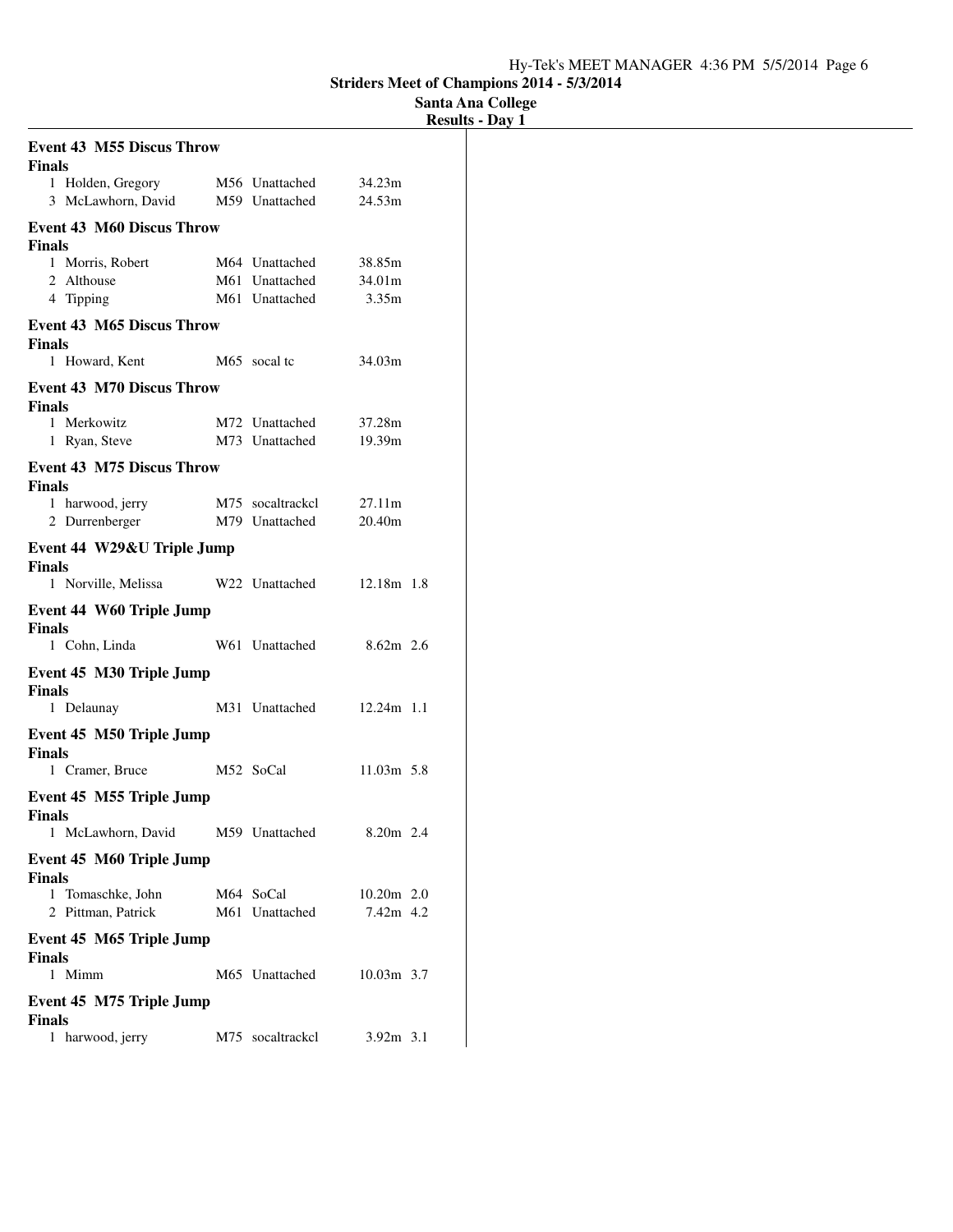**Striders Meet of Champions 2014 - 5/3/2014**

**Santa Ana College**

**Results - Day 1**

**Event 43 M55 Discus Throw**

**Finals**

| | | | | |
|---|---|---|---|---|
| 1 | Holden, Gregory | M56 | Unattached | 34.23m |
| 3 | McLawhorn, David | M59 | Unattached | 24.53m |

**Event 43 M60 Discus Throw**

**Finals**

| | | | | |
|---|---|---|---|---|
| 1 | Morris, Robert | M64 | Unattached | 38.85m |
| 2 | Althouse | M61 | Unattached | 34.01m |
| 4 | Tipping | M61 | Unattached | 3.35m |

**Event 43 M65 Discus Throw**

**Finals**

| | | | | |
|---|---|---|---|---|
| 1 | Howard, Kent | M65 | socal tc | 34.03m |

**Event 43 M70 Discus Throw**

**Finals**

| | | | | |
|---|---|---|---|---|
| 1 | Merkowitz | M72 | Unattached | 37.28m |
| 1 | Ryan, Steve | M73 | Unattached | 19.39m |

**Event 43 M75 Discus Throw**

**Finals**

| | | | | |
|---|---|---|---|---|
| 1 | harwood, jerry | M75 | socaltrackcl | 27.11m |
| 2 | Durrenberger | M79 | Unattached | 20.40m |

**Event 44 W29&U Triple Jump**

**Finals**

| | | | | | |
|---|---|---|---|---|---|
| 1 | Norville, Melissa | W22 | Unattached | 12.18m | 1.8 |

**Event 44 W60 Triple Jump**

**Finals**

| | | | | | |
|---|---|---|---|---|---|
| 1 | Cohn, Linda | W61 | Unattached | 8.62m | 2.6 |

**Event 45 M30 Triple Jump**

**Finals**

| | | | | | |
|---|---|---|---|---|---|
| 1 | Delaunay | M31 | Unattached | 12.24m | 1.1 |

**Event 45 M50 Triple Jump**

**Finals**

| | | | | | |
|---|---|---|---|---|---|
| 1 | Cramer, Bruce | M52 | SoCal | 11.03m | 5.8 |

**Event 45 M55 Triple Jump**

**Finals**

| | | | | | |
|---|---|---|---|---|---|
| 1 | McLawhorn, David | M59 | Unattached | 8.20m | 2.4 |

**Event 45 M60 Triple Jump**

**Finals**

| | | | | | |
|---|---|---|---|---|---|
| 1 | Tomaschke, John | M64 | SoCal | 10.20m | 2.0 |
| 2 | Pittman, Patrick | M61 | Unattached | 7.42m | 4.2 |

**Event 45 M65 Triple Jump**

**Finals**

| | | | | | |
|---|---|---|---|---|---|
| 1 | Mimm | M65 | Unattached | 10.03m | 3.7 |

**Event 45 M75 Triple Jump**

**Finals**

| | | | | | |
|---|---|---|---|---|---|
| 1 | harwood, jerry | M75 | socaltrackcl | 3.92m | 3.1 |